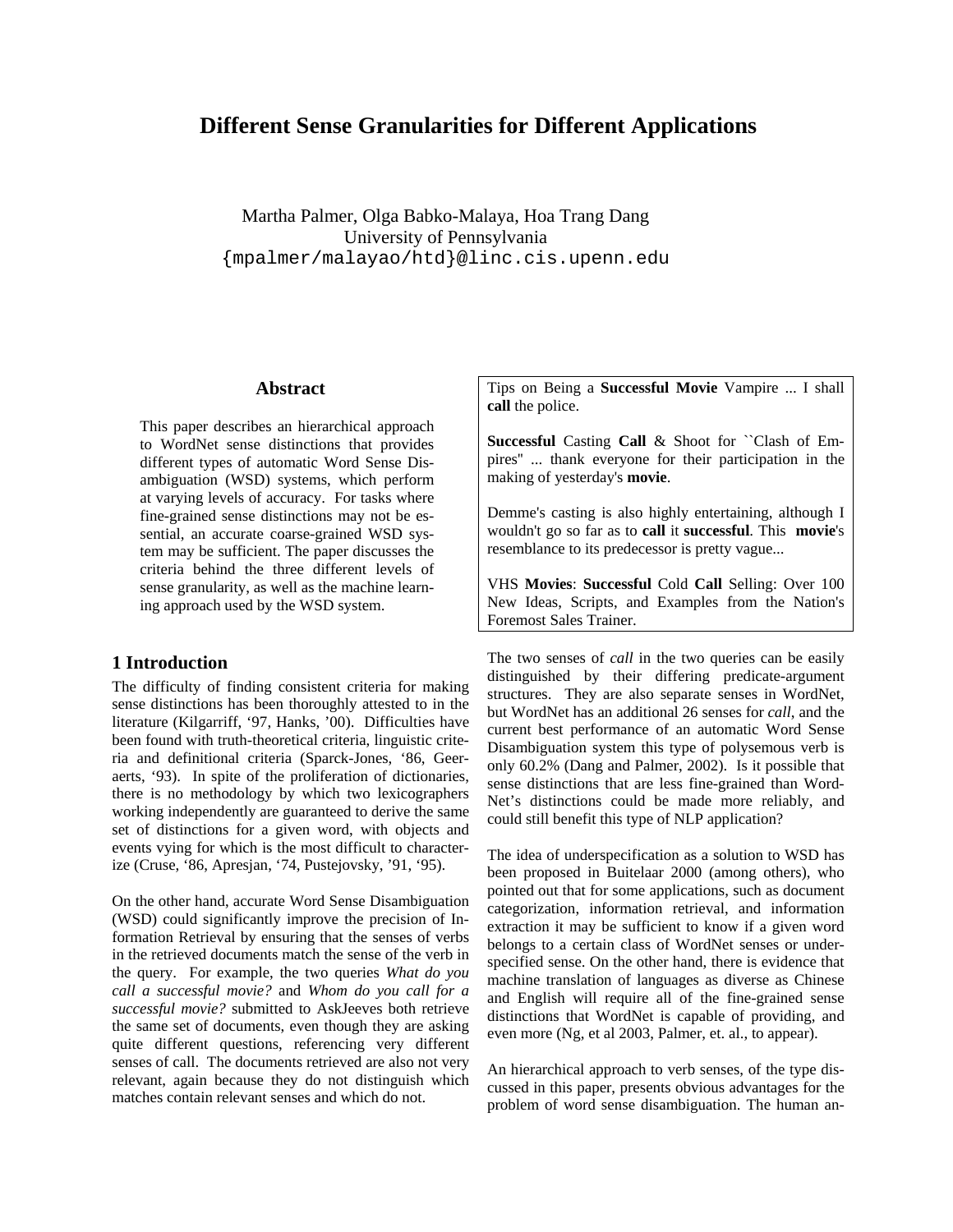# Different Sense Granularities for Different Applications

Martha Palmer, Olga Babko-Malaya, Hoa Trang Dang
University of Pennsylvania
{mpalmer/malayao/htd}@linc.cis.upenn.edu

## Abstract

This paper describes an hierarchical approach to WordNet sense distinctions that provides different types of automatic Word Sense Disambiguation (WSD) systems, which perform at varying levels of accuracy. For tasks where fine-grained sense distinctions may not be essential, an accurate coarse-grained WSD system may be sufficient. The paper discusses the criteria behind the three different levels of sense granularity, as well as the machine learning approach used by the WSD system.

## 1 Introduction

The difficulty of finding consistent criteria for making sense distinctions has been thoroughly attested to in the literature (Kilgarriff, '97, Hanks, '00). Difficulties have been found with truth-theoretical criteria, linguistic criteria and definitional criteria (Sparck-Jones, '86, Geeraets, '93). In spite of the proliferation of dictionaries, there is no methodology by which two lexicographers working independently are guaranteed to derive the same set of distinctions for a given word, with objects and events vying for which is the most difficult to characterize (Cruse, '86, Apresjan, '74, Pustejovsky, '91, '95).

On the other hand, accurate Word Sense Disambiguation (WSD) could significantly improve the precision of Information Retrieval by ensuring that the senses of verbs in the retrieved documents match the sense of the verb in the query. For example, the two queries *What do you call a successful movie?* and *Whom do you call for a successful movie?* submitted to AskJeeves both retrieve the same set of documents, even though they are asking quite different questions, referencing very different senses of call. The documents retrieved are also not very relevant, again because they do not distinguish which matches contain relevant senses and which do not.

> Tips on Being a **Successful Movie** Vampire ... I shall **call** the police.
>
> **Successful** Casting **Call** & Shoot for ``Clash of Empires'' ... thank everyone for their participation in the making of yesterday's **movie**.
>
> Demme's casting is also highly entertaining, although I wouldn't go so far as to **call** it **successful**. This **movie**'s resemblance to its predecessor is pretty vague...
>
> VHS **Movies**: **Successful** Cold **Call** Selling: Over 100 New Ideas, Scripts, and Examples from the Nation's Foremost Sales Trainer.

The two senses of *call* in the two queries can be easily distinguished by their differing predicate-argument structures. They are also separate senses in WordNet, but WordNet has an additional 26 senses for *call*, and the current best performance of an automatic Word Sense Disambiguation system this type of polysemous verb is only 60.2% (Dang and Palmer, 2002). Is it possible that sense distinctions that are less fine-grained than WordNet's distinctions could be made more reliably, and could still benefit this type of NLP application?

The idea of underspecification as a solution to WSD has been proposed in Buitelaar 2000 (among others), who pointed out that for some applications, such as document categorization, information retrieval, and information extraction it may be sufficient to know if a given word belongs to a certain class of WordNet senses or underspecified sense. On the other hand, there is evidence that machine translation of languages as diverse as Chinese and English will require all of the fine-grained sense distinctions that WordNet is capable of providing, and even more (Ng, et al 2003, Palmer, et. al., to appear).

An hierarchical approach to verb senses, of the type discussed in this paper, presents obvious advantages for the problem of word sense disambiguation. The human an-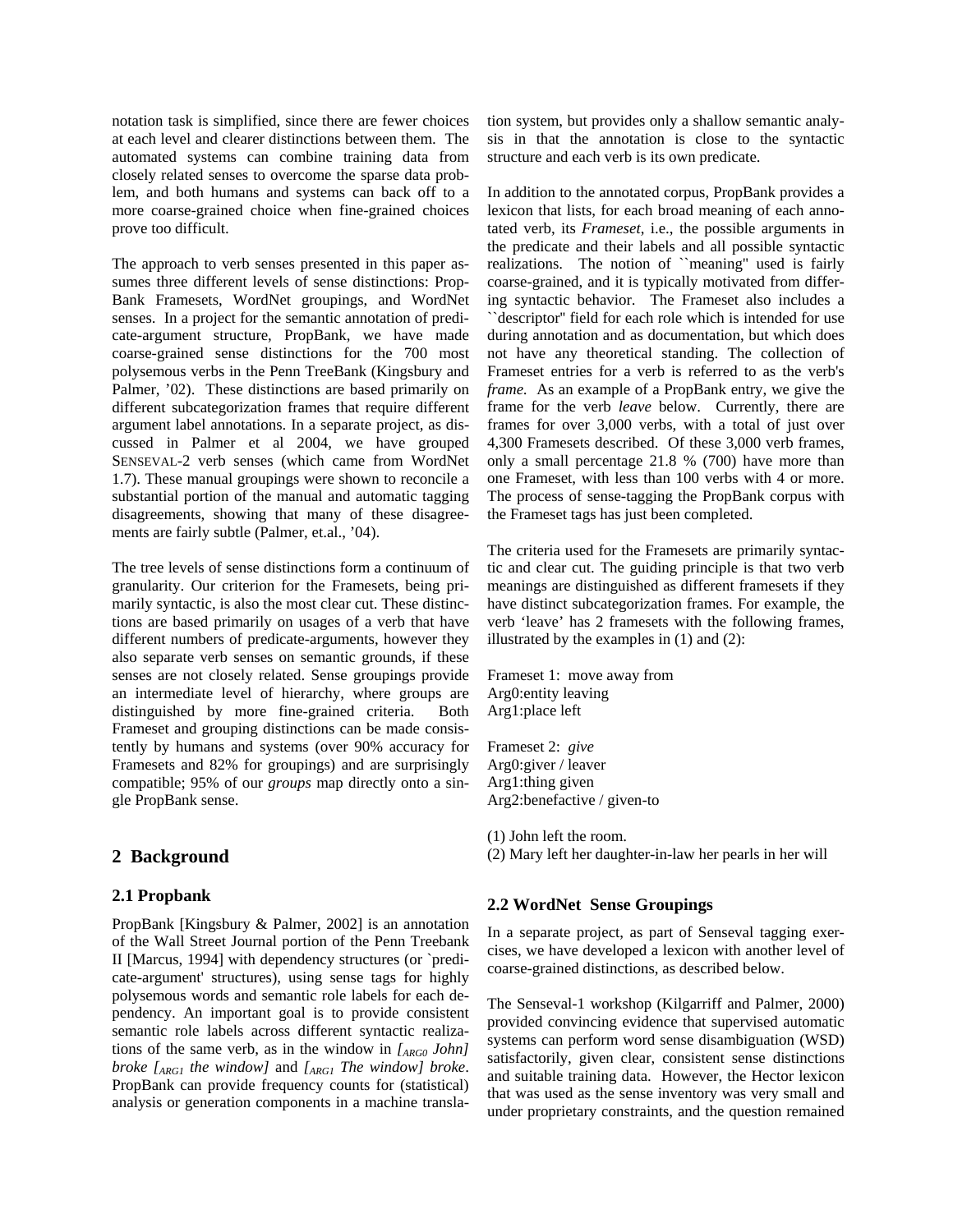notation task is simplified, since there are fewer choices at each level and clearer distinctions between them. The automated systems can combine training data from closely related senses to overcome the sparse data problem, and both humans and systems can back off to a more coarse-grained choice when fine-grained choices prove too difficult.

The approach to verb senses presented in this paper assumes three different levels of sense distinctions: PropBank Framesets, WordNet groupings, and WordNet senses. In a project for the semantic annotation of predicate-argument structure, PropBank, we have made coarse-grained sense distinctions for the 700 most polysemous verbs in the Penn TreeBank (Kingsbury and Palmer, '02). These distinctions are based primarily on different subcategorization frames that require different argument label annotations. In a separate project, as discussed in Palmer et al 2004, we have grouped SENSEVAL-2 verb senses (which came from WordNet 1.7). These manual groupings were shown to reconcile a substantial portion of the manual and automatic tagging disagreements, showing that many of these disagreements are fairly subtle (Palmer, et.al., '04).

The tree levels of sense distinctions form a continuum of granularity. Our criterion for the Framesets, being primarily syntactic, is also the most clear cut. These distinctions are based primarily on usages of a verb that have different numbers of predicate-arguments, however they also separate verb senses on semantic grounds, if these senses are not closely related. Sense groupings provide an intermediate level of hierarchy, where groups are distinguished by more fine-grained criteria. Both Frameset and grouping distinctions can be made consistently by humans and systems (over 90% accuracy for Framesets and 82% for groupings) and are surprisingly compatible; 95% of our *groups* map directly onto a single PropBank sense.

## 2 Background

### 2.1 Propbank

PropBank [Kingsbury & Palmer, 2002] is an annotation of the Wall Street Journal portion of the Penn Treebank II [Marcus, 1994] with dependency structures (or `predicate-argument' structures), using sense tags for highly polysemous words and semantic role labels for each dependency. An important goal is to provide consistent semantic role labels across different syntactic realizations of the same verb, as in the window in *[$_{ARG0}$ John] broke [$_{ARG1}$ the window]* and *[$_{ARG1}$ The window] broke*. PropBank can provide frequency counts for (statistical) analysis or generation components in a machine translation system, but provides only a shallow semantic analysis in that the annotation is close to the syntactic structure and each verb is its own predicate.

In addition to the annotated corpus, PropBank provides a lexicon that lists, for each broad meaning of each annotated verb, its *Frameset*, i.e., the possible arguments in the predicate and their labels and all possible syntactic realizations. The notion of ``meaning'' used is fairly coarse-grained, and it is typically motivated from differing syntactic behavior. The Frameset also includes a ``descriptor'' field for each role which is intended for use during annotation and as documentation, but which does not have any theoretical standing. The collection of Frameset entries for a verb is referred to as the verb's *frame*. As an example of a PropBank entry, we give the frame for the verb *leave* below. Currently, there are frames for over 3,000 verbs, with a total of just over 4,300 Framesets described. Of these 3,000 verb frames, only a small percentage 21.8 % (700) have more than one Frameset, with less than 100 verbs with 4 or more. The process of sense-tagging the PropBank corpus with the Frameset tags has just been completed.

The criteria used for the Framesets are primarily syntactic and clear cut. The guiding principle is that two verb meanings are distinguished as different framesets if they have distinct subcategorization frames. For example, the verb 'leave' has 2 framesets with the following frames, illustrated by the examples in (1) and (2):

Frameset 1: move away from
Arg0:entity leaving
Arg1:place left

Frameset 2: *give*
Arg0:giver / leaver
Arg1:thing given
Arg2:benefactive / given-to

(1) John left the room.
(2) Mary left her daughter-in-law her pearls in her will

### 2.2 WordNet Sense Groupings

In a separate project, as part of Senseval tagging exercises, we have developed a lexicon with another level of coarse-grained distinctions, as described below.

The Senseval-1 workshop (Kilgarriff and Palmer, 2000) provided convincing evidence that supervised automatic systems can perform word sense disambiguation (WSD) satisfactorily, given clear, consistent sense distinctions and suitable training data. However, the Hector lexicon that was used as the sense inventory was very small and under proprietary constraints, and the question remained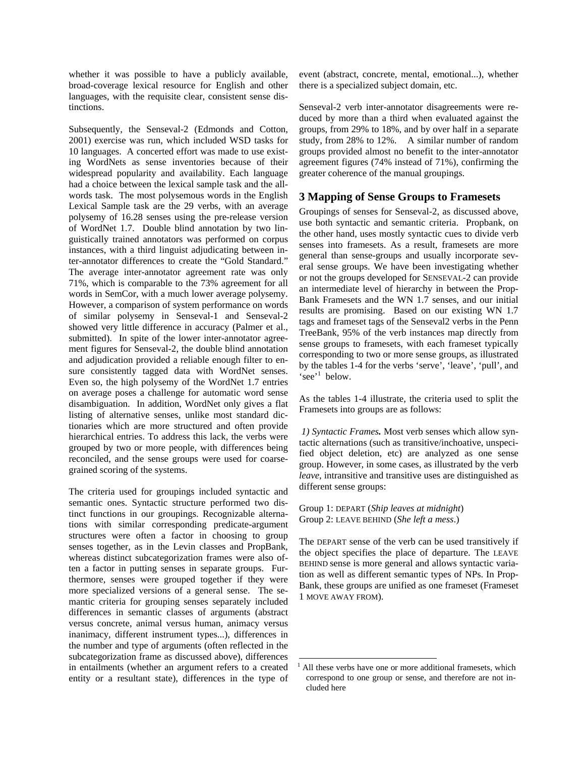whether it was possible to have a publicly available, broad-coverage lexical resource for English and other languages, with the requisite clear, consistent sense distinctions.

Subsequently, the Senseval-2 (Edmonds and Cotton, 2001) exercise was run, which included WSD tasks for 10 languages. A concerted effort was made to use existing WordNets as sense inventories because of their widespread popularity and availability. Each language had a choice between the lexical sample task and the all-words task. The most polysemous words in the English Lexical Sample task are the 29 verbs, with an average polysemy of 16.28 senses using the pre-release version of WordNet 1.7. Double blind annotation by two linguistically trained annotators was performed on corpus instances, with a third linguist adjudicating between inter-annotator differences to create the "Gold Standard." The average inter-annotator agreement rate was only 71%, which is comparable to the 73% agreement for all words in SemCor, with a much lower average polysemy. However, a comparison of system performance on words of similar polysemy in Senseval-1 and Senseval-2 showed very little difference in accuracy (Palmer et al., submitted). In spite of the lower inter-annotator agreement figures for Senseval-2, the double blind annotation and adjudication provided a reliable enough filter to ensure consistently tagged data with WordNet senses. Even so, the high polysemy of the WordNet 1.7 entries on average poses a challenge for automatic word sense disambiguation. In addition, WordNet only gives a flat listing of alternative senses, unlike most standard dictionaries which are more structured and often provide hierarchical entries. To address this lack, the verbs were grouped by two or more people, with differences being reconciled, and the sense groups were used for coarse-grained scoring of the systems.

The criteria used for groupings included syntactic and semantic ones. Syntactic structure performed two distinct functions in our groupings. Recognizable alternations with similar corresponding predicate-argument structures were often a factor in choosing to group senses together, as in the Levin classes and PropBank, whereas distinct subcategorization frames were also often a factor in putting senses in separate groups. Furthermore, senses were grouped together if they were more specialized versions of a general sense. The semantic criteria for grouping senses separately included differences in semantic classes of arguments (abstract versus concrete, animal versus human, animacy versus inanimacy, different instrument types...), differences in the number and type of arguments (often reflected in the subcategorization frame as discussed above), differences in entailments (whether an argument refers to a created entity or a resultant state), differences in the type of event (abstract, concrete, mental, emotional...), whether there is a specialized subject domain, etc.

Senseval-2 verb inter-annotator disagreements were reduced by more than a third when evaluated against the groups, from 29% to 18%, and by over half in a separate study, from 28% to 12%. A similar number of random groups provided almost no benefit to the inter-annotator agreement figures (74% instead of 71%), confirming the greater coherence of the manual groupings.

## 3 Mapping of Sense Groups to Framesets

Groupings of senses for Senseval-2, as discussed above, use both syntactic and semantic criteria. Propbank, on the other hand, uses mostly syntactic cues to divide verb senses into framesets. As a result, framesets are more general than sense-groups and usually incorporate several sense groups. We have been investigating whether or not the groups developed for SENSEVAL-2 can provide an intermediate level of hierarchy in between the PropBank Framesets and the WN 1.7 senses, and our initial results are promising. Based on our existing WN 1.7 tags and frameset tags of the Senseval2 verbs in the Penn TreeBank, 95% of the verb instances map directly from sense groups to framesets, with each frameset typically corresponding to two or more sense groups, as illustrated by the tables 1-4 for the verbs 'serve', 'leave', 'pull', and 'see'[1] below.

As the tables 1-4 illustrate, the criteria used to split the Framesets into groups are as follows:

*1) Syntactic Frames.* Most verb senses which allow syntactic alternations (such as transitive/inchoative, unspecified object deletion, etc) are analyzed as one sense group. However, in some cases, as illustrated by the verb *leave*, intransitive and transitive uses are distinguished as different sense groups:

Group 1: DEPART (*Ship leaves at midnight*)
Group 2: LEAVE BEHIND (*She left a mess*.)

The DEPART sense of the verb can be used transitively if the object specifies the place of departure. The LEAVE BEHIND sense is more general and allows syntactic variation as well as different semantic types of NPs. In PropBank, these groups are unified as one frameset (Frameset 1 MOVE AWAY FROM).

[1] All these verbs have one or more additional framesets, which correspond to one group or sense, and therefore are not included here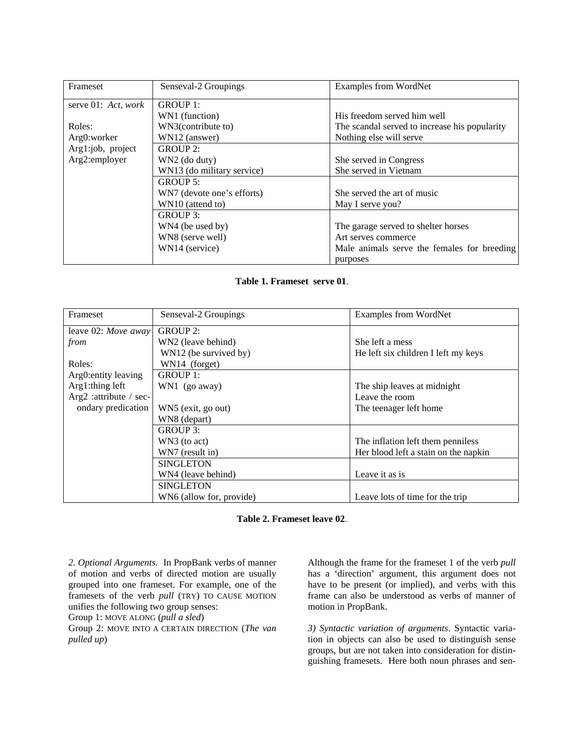| Frameset | Senseval-2 Groupings | Examples from WordNet |
|---|---|---|
| serve 01: *Act, work*<br><br>Roles:<br>Arg0:worker<br>Arg1:job, project<br>Arg2:employer | GROUP 1:<br>WN1 (function)<br>WN3(contribute to)<br>WN12 (answer) | <br>His freedom served him well<br>The scandal served to increase his popularity<br>Nothing else will serve |
| | GROUP 2:<br>WN2 (do duty)<br>WN13 (do military service) | <br>She served in Congress<br>She served in Vietnam |
| | GROUP 5:<br>WN7 (devote one's efforts)<br>WN10 (attend to) | <br>She served the art of music<br>May I serve you? |
| | GROUP 3:<br>WN4 (be used by)<br>WN8 (serve well)<br>WN14 (service) | <br>The garage served to shelter horses<br>Art serves commerce<br>Male animals serve the females for breeding purposes |

**Table 1. Frameset serve 01**.

| Frameset | Senseval-2 Groupings | Examples from WordNet |
|---|---|---|
| leave 02: *Move away from*<br><br>Roles:<br>Arg0:entity leaving<br>Arg1:thing left<br>Arg2 :attribute / secondary predication | GROUP 2:<br>WN2 (leave behind)<br>WN12 (be survived by)<br>WN14 (forget) | <br>She left a mess<br>He left six children I left my keys |
| | GROUP 1:<br>WN1 (go away)<br><br>WN5 (exit, go out)<br>WN8 (depart) | <br>The ship leaves at midnight<br>Leave the room<br>The teenager left home |
| | GROUP 3:<br>WN3 (to act)<br>WN7 (result in) | <br>The inflation left them penniless<br>Her blood left a stain on the napkin |
| | SINGLETON<br>WN4 (leave behind) | <br>Leave it as is |
| | SINGLETON<br>WN6 (allow for, provide) | <br>Leave lots of time for the trip |

**Table 2. Frameset leave 02**.

*2. Optional Arguments.* In PropBank verbs of manner of motion and verbs of directed motion are usually grouped into one frameset. For example, one of the framesets of the verb *pull* (TRY) TO CAUSE MOTION unifies the following two group senses:
Group 1: MOVE ALONG (*pull a sled*)
Group 2: MOVE INTO A CERTAIN DIRECTION (*The van pulled up*)

Although the frame for the frameset 1 of the verb *pull* has a 'direction' argument, this argument does not have to be present (or implied), and verbs with this frame can also be understood as verbs of manner of motion in PropBank.

*3) Syntactic variation of arguments*. Syntactic variation in objects can also be used to distinguish sense groups, but are not taken into consideration for distinguishing framesets. Here both noun phrases and sen-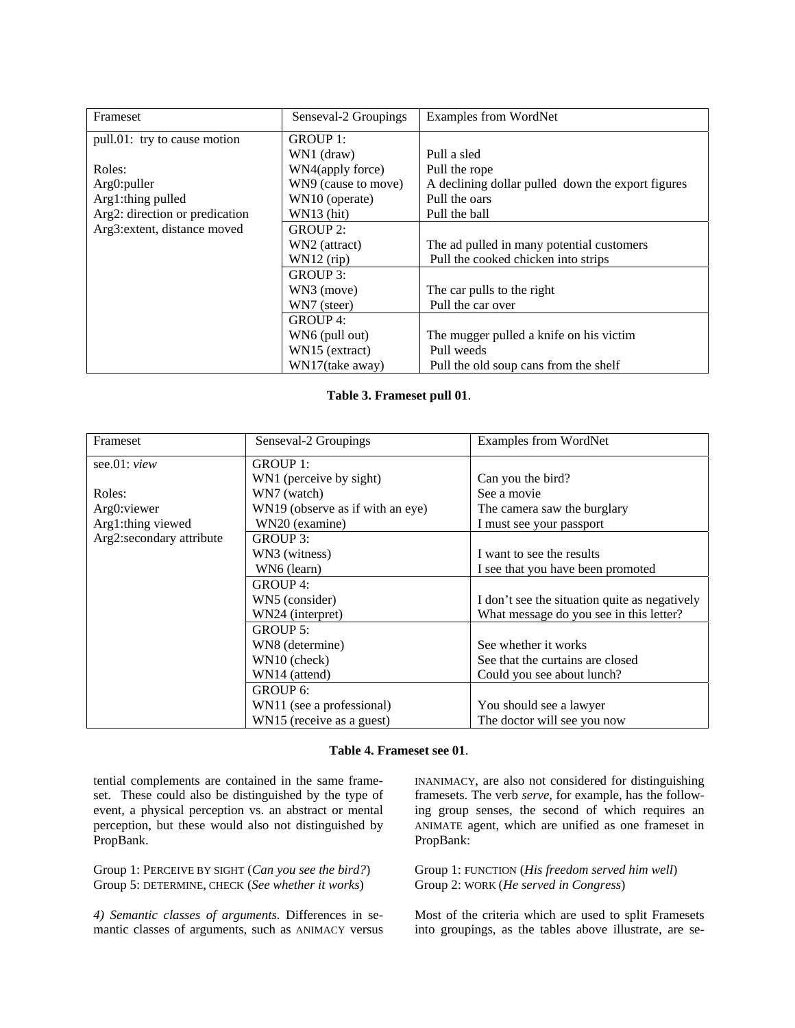| Frameset | Senseval-2 Groupings | Examples from WordNet |
|---|---|---|
| pull.01: try to cause motion | GROUP 1: | |
| | WN1 (draw) | Pull a sled |
| Roles: | WN4(apply force) | Pull the rope |
| Arg0:puller | WN9 (cause to move) | A declining dollar pulled down the export figures |
| Arg1:thing pulled | WN10 (operate) | Pull the oars |
| Arg2: direction or predication | WN13 (hit) | Pull the ball |
| Arg3:extent, distance moved | GROUP 2: | |
| | WN2 (attract) | The ad pulled in many potential customers |
| | WN12 (rip) | Pull the cooked chicken into strips |
| | GROUP 3: | |
| | WN3 (move) | The car pulls to the right |
| | WN7 (steer) | Pull the car over |
| | GROUP 4: | |
| | WN6 (pull out) | The mugger pulled a knife on his victim |
| | WN15 (extract) | Pull weeds |
| | WN17(take away) | Pull the old soup cans from the shelf |

**Table 3. Frameset pull 01**.

| Frameset | Senseval-2 Groupings | Examples from WordNet |
|---|---|---|
| see.01: *view* | GROUP 1: | |
| | WN1 (perceive by sight) | Can you the bird? |
| Roles: | WN7 (watch) | See a movie |
| Arg0:viewer | WN19 (observe as if with an eye) | The camera saw the burglary |
| Arg1:thing viewed | WN20 (examine) | I must see your passport |
| Arg2:secondary attribute | GROUP 3: | |
| | WN3 (witness) | I want to see the results |
| | WN6 (learn) | I see that you have been promoted |
| | GROUP 4: | |
| | WN5 (consider) | I don't see the situation quite as negatively |
| | WN24 (interpret) | What message do you see in this letter? |
| | GROUP 5: | |
| | WN8 (determine) | See whether it works |
| | WN10 (check) | See that the curtains are closed |
| | WN14 (attend) | Could you see about lunch? |
| | GROUP 6: | |
| | WN11 (see a professional) | You should see a lawyer |
| | WN15 (receive as a guest) | The doctor will see you now |

**Table 4. Frameset see 01**.

tential complements are contained in the same frameset. These could also be distinguished by the type of event, a physical perception vs. an abstract or mental perception, but these would also not distinguished by PropBank.

Group 1: PERCEIVE BY SIGHT (*Can you see the bird?*)
Group 5: DETERMINE, CHECK (*See whether it works*)

*4) Semantic classes of arguments.* Differences in semantic classes of arguments, such as ANIMACY versus INANIMACY, are also not considered for distinguishing framesets. The verb *serve*, for example, has the following group senses, the second of which requires an ANIMATE agent, which are unified as one frameset in PropBank:

Group 1: FUNCTION (*His freedom served him well*)
Group 2: WORK (*He served in Congress*)

Most of the criteria which are used to split Framesets into groupings, as the tables above illustrate, are se-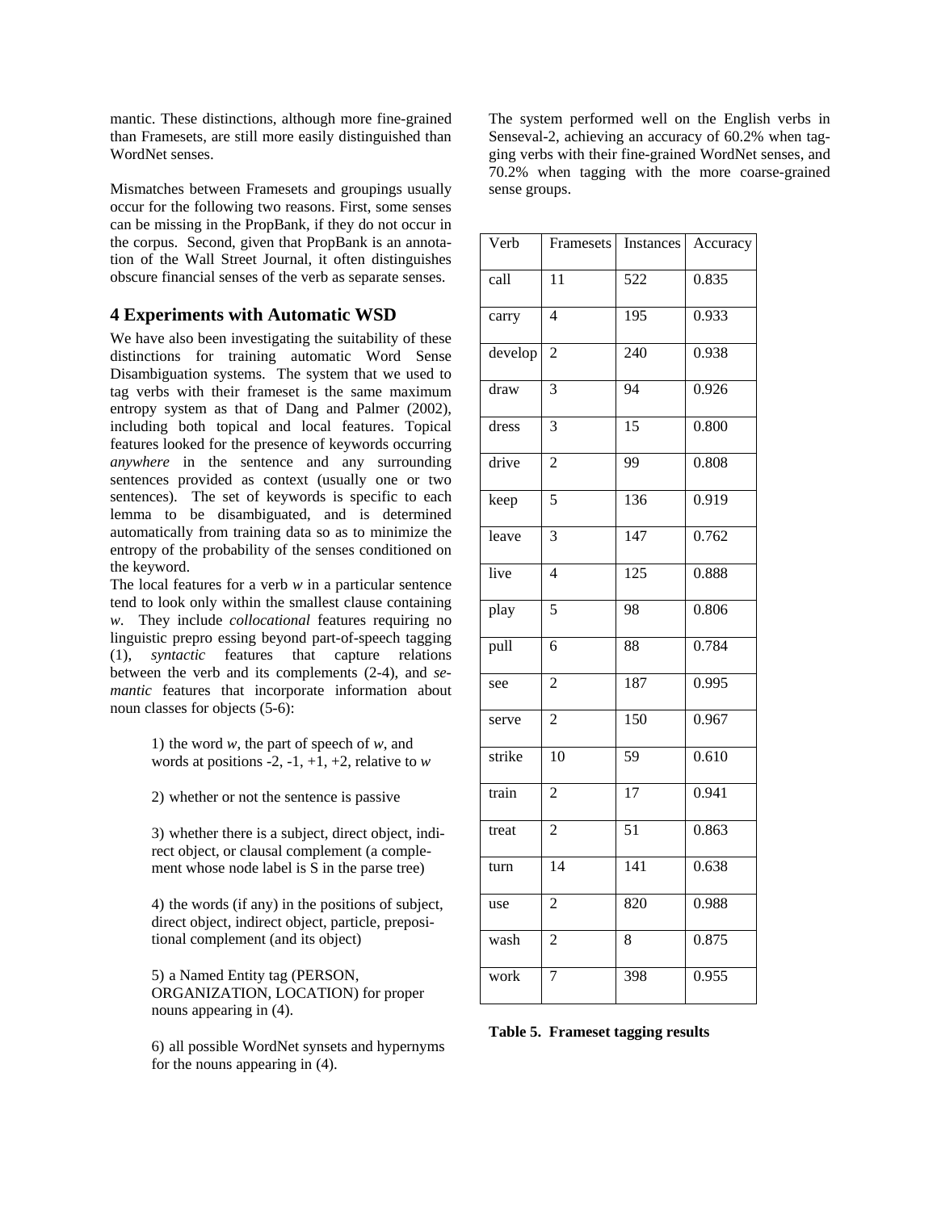mantic. These distinctions, although more fine-grained than Framesets, are still more easily distinguished than WordNet senses.

Mismatches between Framesets and groupings usually occur for the following two reasons. First, some senses can be missing in the PropBank, if they do not occur in the corpus. Second, given that PropBank is an annotation of the Wall Street Journal, it often distinguishes obscure financial senses of the verb as separate senses.

## 4 Experiments with Automatic WSD

We have also been investigating the suitability of these distinctions for training automatic Word Sense Disambiguation systems. The system that we used to tag verbs with their frameset is the same maximum entropy system as that of Dang and Palmer (2002), including both topical and local features. Topical features looked for the presence of keywords occurring *anywhere* in the sentence and any surrounding sentences provided as context (usually one or two sentences). The set of keywords is specific to each lemma to be disambiguated, and is determined automatically from training data so as to minimize the entropy of the probability of the senses conditioned on the keyword.

The local features for a verb *w* in a particular sentence tend to look only within the smallest clause containing *w*. They include *collocational* features requiring no linguistic prepro essing beyond part-of-speech tagging (1), *syntactic* features that capture relations between the verb and its complements (2-4), and *semantic* features that incorporate information about noun classes for objects (5-6):

1) the word *w*, the part of speech of *w*, and words at positions -2, -1, +1, +2, relative to *w*

2) whether or not the sentence is passive

3) whether there is a subject, direct object, indirect object, or clausal complement (a complement whose node label is S in the parse tree)

4) the words (if any) in the positions of subject, direct object, indirect object, particle, prepositional complement (and its object)

5) a Named Entity tag (PERSON, ORGANIZATION, LOCATION) for proper nouns appearing in (4).

6) all possible WordNet synsets and hypernyms for the nouns appearing in (4).

The system performed well on the English verbs in Senseval-2, achieving an accuracy of 60.2% when tagging verbs with their fine-grained WordNet senses, and 70.2% when tagging with the more coarse-grained sense groups.

| Verb | Framesets | Instances | Accuracy |
|---|---|---|---|
| call | 11 | 522 | 0.835 |
| carry | 4 | 195 | 0.933 |
| develop | 2 | 240 | 0.938 |
| draw | 3 | 94 | 0.926 |
| dress | 3 | 15 | 0.800 |
| drive | 2 | 99 | 0.808 |
| keep | 5 | 136 | 0.919 |
| leave | 3 | 147 | 0.762 |
| live | 4 | 125 | 0.888 |
| play | 5 | 98 | 0.806 |
| pull | 6 | 88 | 0.784 |
| see | 2 | 187 | 0.995 |
| serve | 2 | 150 | 0.967 |
| strike | 10 | 59 | 0.610 |
| train | 2 | 17 | 0.941 |
| treat | 2 | 51 | 0.863 |
| turn | 14 | 141 | 0.638 |
| use | 2 | 820 | 0.988 |
| wash | 2 | 8 | 0.875 |
| work | 7 | 398 | 0.955 |

**Table 5. Frameset tagging results**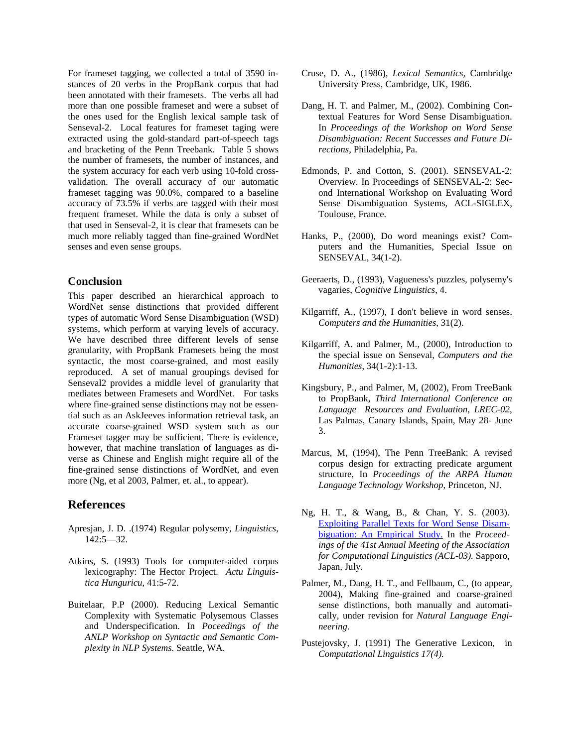For frameset tagging, we collected a total of 3590 instances of 20 verbs in the PropBank corpus that had been annotated with their framesets. The verbs all had more than one possible frameset and were a subset of the ones used for the English lexical sample task of Senseval-2. Local features for frameset taging were extracted using the gold-standard part-of-speech tags and bracketing of the Penn Treebank. Table 5 shows the number of framesets, the number of instances, and the system accuracy for each verb using 10-fold cross-validation. The overall accuracy of our automatic frameset tagging was 90.0%, compared to a baseline accuracy of 73.5% if verbs are tagged with their most frequent frameset. While the data is only a subset of that used in Senseval-2, it is clear that framesets can be much more reliably tagged than fine-grained WordNet senses and even sense groups.

## Conclusion

This paper described an hierarchical approach to WordNet sense distinctions that provided different types of automatic Word Sense Disambiguation (WSD) systems, which perform at varying levels of accuracy. We have described three different levels of sense granularity, with PropBank Framesets being the most syntactic, the most coarse-grained, and most easily reproduced. A set of manual groupings devised for Senseval2 provides a middle level of granularity that mediates between Framesets and WordNet. For tasks where fine-grained sense distinctions may not be essential such as an AskJeeves information retrieval task, an accurate coarse-grained WSD system such as our Frameset tagger may be sufficient. There is evidence, however, that machine translation of languages as diverse as Chinese and English might require all of the fine-grained sense distinctions of WordNet, and even more (Ng, et al 2003, Palmer, et. al., to appear).

## References

Apresjan, J. D. .(1974) Regular polysemy, *Linguistics*, 142:5—32.

Atkins, S. (1993) Tools for computer-aided corpus lexicography: The Hector Project. *Actu Linguistica Hunguricu*, 41:5-72.

Buitelaar, P.P (2000). Reducing Lexical Semantic Complexity with Systematic Polysemous Classes and Underspecification. In *Poceedings of the ANLP Workshop on Syntactic and Semantic Complexity in NLP Systems.* Seattle, WA.

Cruse, D. A., (1986), *Lexical Semantics,* Cambridge University Press, Cambridge, UK, 1986.

Dang, H. T. and Palmer, M., (2002). Combining Contextual Features for Word Sense Disambiguation. In *Proceedings of the Workshop on Word Sense Disambiguation: Recent Successes and Future Directions*, Philadelphia, Pa.

Edmonds, P. and Cotton, S. (2001). SENSEVAL-2: Overview. In Proceedings of SENSEVAL-2: Second International Workshop on Evaluating Word Sense Disambiguation Systems, ACL-SIGLEX, Toulouse, France.

Hanks, P., (2000), Do word meanings exist? Computers and the Humanities, Special Issue on SENSEVAL, 34(1-2).

Geeraerts, D., (1993), Vagueness's puzzles, polysemy's vagaries, *Cognitive Linguistics*, 4.

Kilgarriff, A., (1997), I don't believe in word senses, *Computers and the Humanities*, 31(2).

Kilgarriff, A. and Palmer, M., (2000), Introduction to the special issue on Senseval, *Computers and the Humanities*, 34(1-2):1-13.

Kingsbury, P., and Palmer, M, (2002), From TreeBank to PropBank, *Third International Conference on Language Resources and Evaluation, LREC-02*, Las Palmas, Canary Islands, Spain, May 28- June 3.

Marcus, M, (1994), The Penn TreeBank: A revised corpus design for extracting predicate argument structure, In *Proceedings of the ARPA Human Language Technology Workshop*, Princeton, NJ.

Ng, H. T., & Wang, B., & Chan, Y. S. (2003). Exploiting Parallel Texts for Word Sense Disambiguation: An Empirical Study. In the *Proceedings of the 41st Annual Meeting of the Association for Computational Linguistics (ACL-03).* Sapporo, Japan, July.

Palmer, M., Dang, H. T., and Fellbaum, C., (to appear, 2004), Making fine-grained and coarse-grained sense distinctions, both manually and automatically, under revision for *Natural Language Engineering*.

Pustejovsky, J. (1991) The Generative Lexicon, in *Computational Linguistics 17(4).*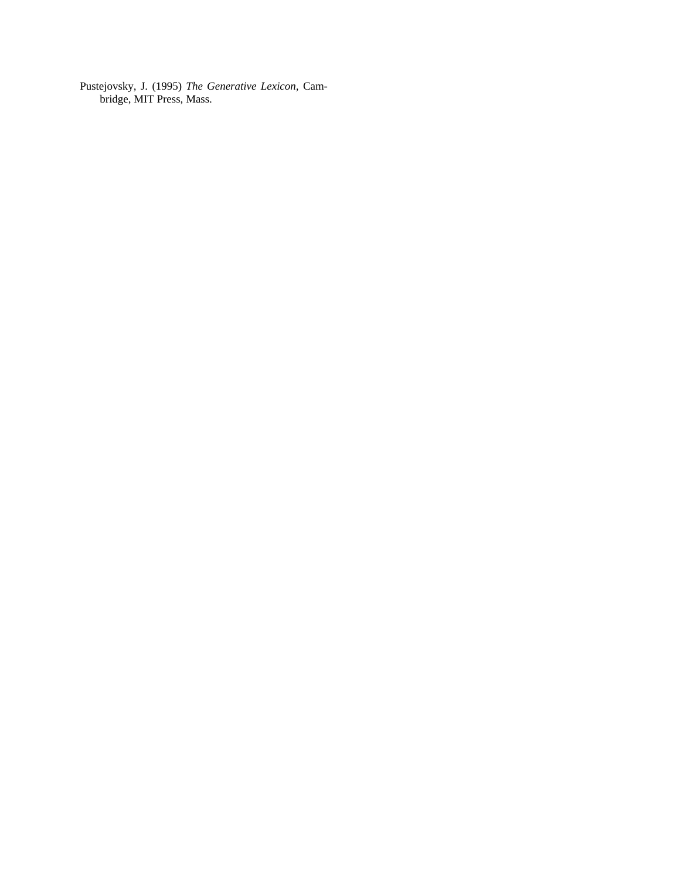Pustejovsky, J. (1995) *The Generative Lexicon*, Cambridge, MIT Press, Mass.